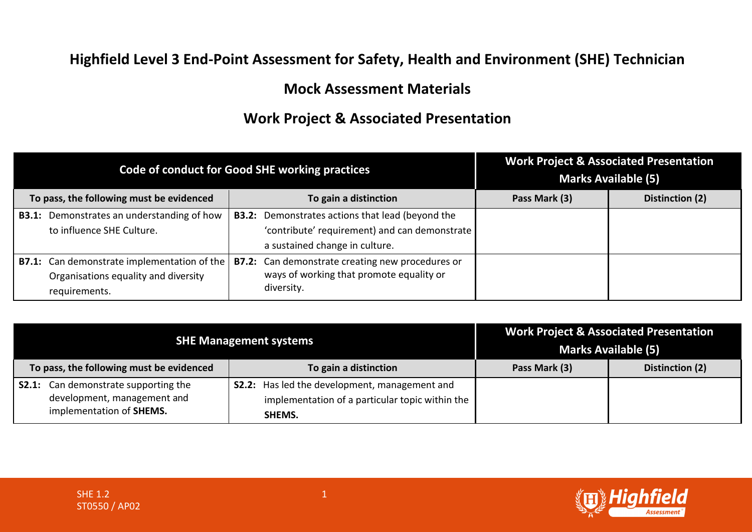# Highfield Level 3 End-Point Assessment for Safety, Health and Environment (SHE) Technician

## Mock Assessment Materials

## Work Project & Associated Presentation

| Code of conduct for Good SHE working practices | | Work Project & Associated Presentation Marks Available (5) | |
|---|---|---|---|
| **To pass, the following must be evidenced** | **To gain a distinction** | **Pass Mark (3)** | **Distinction (2)** |
| **B3.1:** Demonstrates an understanding of how to influence SHE Culture. | **B3.2:** Demonstrates actions that lead (beyond the 'contribute' requirement) and can demonstrate a sustained change in culture. | | |
| **B7.1:** Can demonstrate implementation of the Organisations equality and diversity requirements. | **B7.2:** Can demonstrate creating new procedures or ways of working that promote equality or diversity. | | |

| SHE Management systems | | Work Project & Associated Presentation Marks Available (5) | |
|---|---|---|---|
| **To pass, the following must be evidenced** | **To gain a distinction** | **Pass Mark (3)** | **Distinction (2)** |
| **S2.1:** Can demonstrate supporting the development, management and implementation of **SHEMS.** | **S2.2:** Has led the development, management and implementation of a particular topic within the **SHEMS.** | | |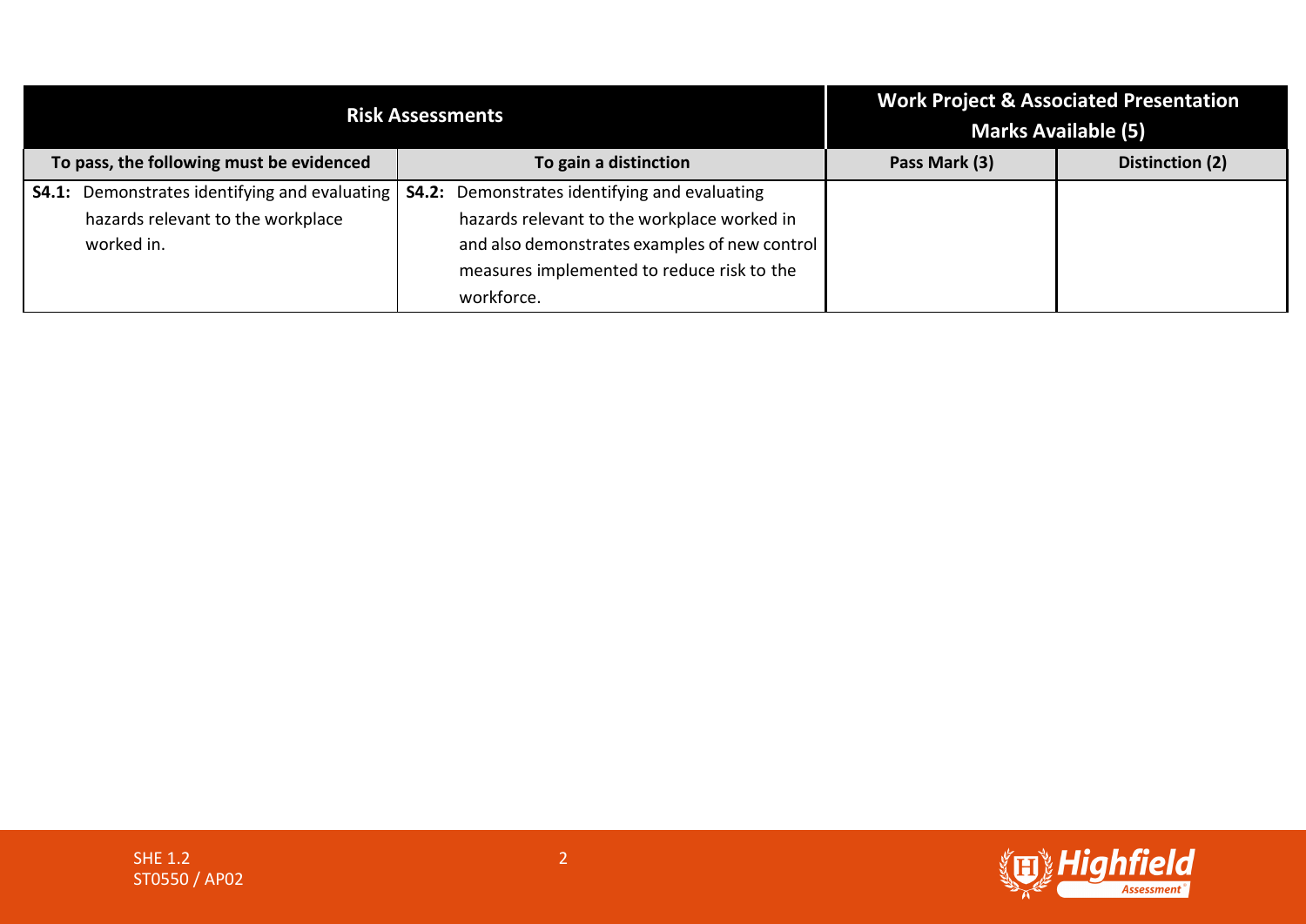| Risk Assessments | | Work Project & Associated Presentation Marks Available (5) | |
|---|---|---|---|
| To pass, the following must be evidenced | To gain a distinction | Pass Mark (3) | Distinction (2) |
| **S4.1:** Demonstrates identifying and evaluating hazards relevant to the workplace worked in. | **S4.2:** Demonstrates identifying and evaluating hazards relevant to the workplace worked in and also demonstrates examples of new control measures implemented to reduce risk to the workforce. | | |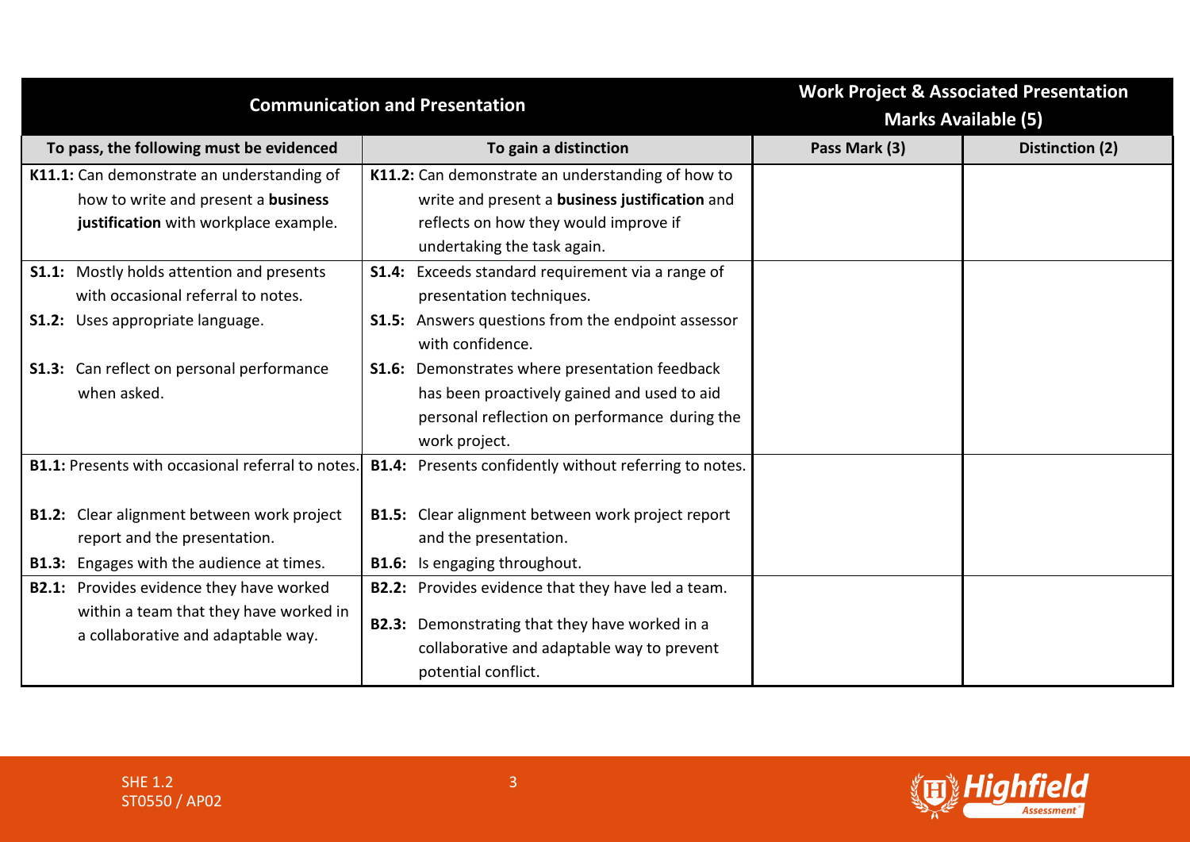| Communication and Presentation | | Work Project & Associated Presentation Marks Available (5) | |
|---|---|---|---|
| **To pass, the following must be evidenced** | **To gain a distinction** | **Pass Mark (3)** | **Distinction (2)** |
| **K11.1:** Can demonstrate an understanding of how to write and present a **business justification** with workplace example. | **K11.2:** Can demonstrate an understanding of how to write and present a **business justification** and reflects on how they would improve if undertaking the task again. | | |
| **S1.1:** Mostly holds attention and presents with occasional referral to notes.<br>**S1.2:** Uses appropriate language.<br>**S1.3:** Can reflect on personal performance when asked. | **S1.4:** Exceeds standard requirement via a range of presentation techniques.<br>**S1.5:** Answers questions from the endpoint assessor with confidence.<br>**S1.6:** Demonstrates where presentation feedback has been proactively gained and used to aid personal reflection on performance during the work project. | | |
| **B1.1:** Presents with occasional referral to notes.<br>**B1.2:** Clear alignment between work project report and the presentation.<br>**B1.3:** Engages with the audience at times. | **B1.4:** Presents confidently without referring to notes.<br>**B1.5:** Clear alignment between work project report and the presentation.<br>**B1.6:** Is engaging throughout. | | |
| **B2.1:** Provides evidence they have worked within a team that they have worked in a collaborative and adaptable way. | **B2.2:** Provides evidence that they have led a team.<br>**B2.3:** Demonstrating that they have worked in a collaborative and adaptable way to prevent potential conflict. | | |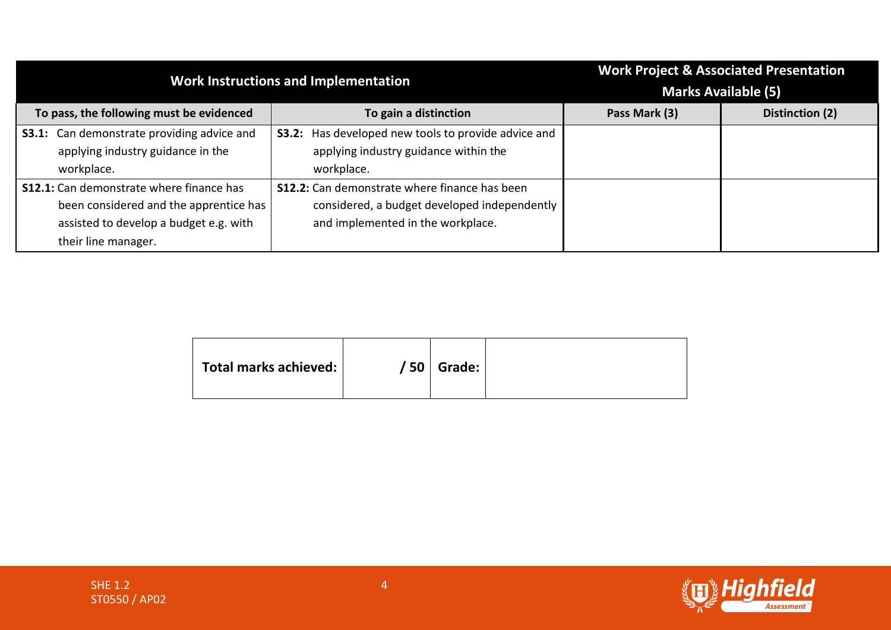| Work Instructions and Implementation | | Work Project & Associated Presentation Marks Available (5) | |
|---|---|---|---|
| **To pass, the following must be evidenced** | **To gain a distinction** | **Pass Mark (3)** | **Distinction (2)** |
| **S3.1:** Can demonstrate providing advice and applying industry guidance in the workplace. | **S3.2:** Has developed new tools to provide advice and applying industry guidance within the workplace. | | |
| **S12.1:** Can demonstrate where finance has been considered and the apprentice has assisted to develop a budget e.g. with their line manager. | **S12.2:** Can demonstrate where finance has been considered, a budget developed independently and implemented in the workplace. | | |

| | | | |
|---|---|---|---|
| **Total marks achieved:** | **/ 50** | **Grade:** | |